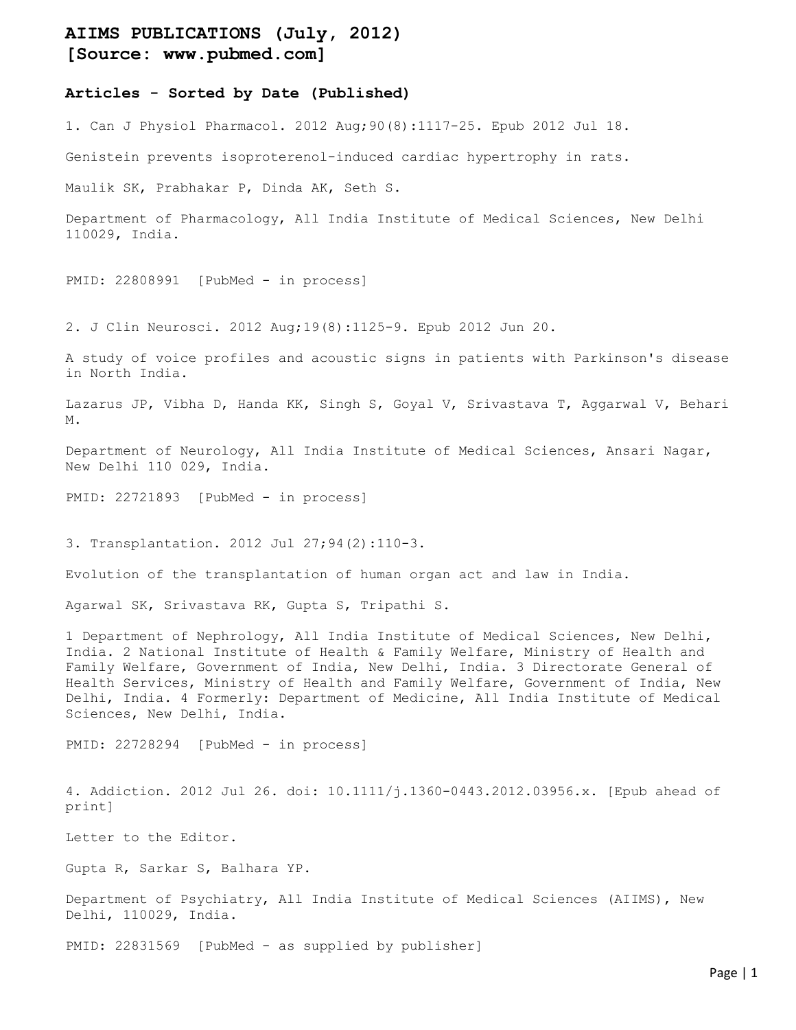# AIIMS PUBLICATIONS (July, 2012)
# [Source: www.pubmed.com]

## Articles - Sorted by Date (Published)

1. Can J Physiol Pharmacol. 2012 Aug;90(8):1117-25. Epub 2012 Jul 18.

Genistein prevents isoproterenol-induced cardiac hypertrophy in rats.

Maulik SK, Prabhakar P, Dinda AK, Seth S.

Department of Pharmacology, All India Institute of Medical Sciences, New Delhi 110029, India.

PMID: 22808991 [PubMed - in process]

2. J Clin Neurosci. 2012 Aug;19(8):1125-9. Epub 2012 Jun 20.

A study of voice profiles and acoustic signs in patients with Parkinson's disease in North India.

Lazarus JP, Vibha D, Handa KK, Singh S, Goyal V, Srivastava T, Aggarwal V, Behari M.

Department of Neurology, All India Institute of Medical Sciences, Ansari Nagar, New Delhi 110 029, India.

PMID: 22721893 [PubMed - in process]

3. Transplantation. 2012 Jul 27;94(2):110-3.

Evolution of the transplantation of human organ act and law in India.

Agarwal SK, Srivastava RK, Gupta S, Tripathi S.

1 Department of Nephrology, All India Institute of Medical Sciences, New Delhi, India. 2 National Institute of Health & Family Welfare, Ministry of Health and Family Welfare, Government of India, New Delhi, India. 3 Directorate General of Health Services, Ministry of Health and Family Welfare, Government of India, New Delhi, India. 4 Formerly: Department of Medicine, All India Institute of Medical Sciences, New Delhi, India.

PMID: 22728294 [PubMed - in process]

4. Addiction. 2012 Jul 26. doi: 10.1111/j.1360-0443.2012.03956.x. [Epub ahead of print]

Letter to the Editor.

Gupta R, Sarkar S, Balhara YP.

Department of Psychiatry, All India Institute of Medical Sciences (AIIMS), New Delhi, 110029, India.

PMID: 22831569 [PubMed - as supplied by publisher]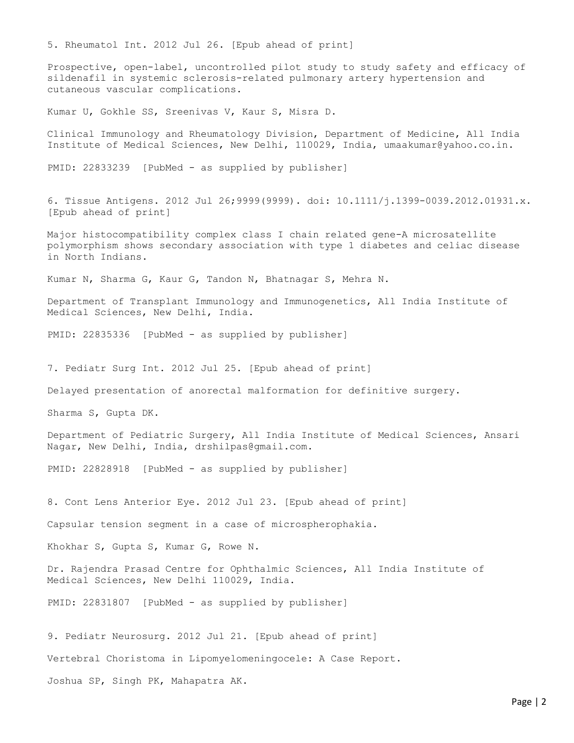5. Rheumatol Int. 2012 Jul 26. [Epub ahead of print]

Prospective, open-label, uncontrolled pilot study to study safety and efficacy of sildenafil in systemic sclerosis-related pulmonary artery hypertension and cutaneous vascular complications.

Kumar U, Gokhle SS, Sreenivas V, Kaur S, Misra D.

Clinical Immunology and Rheumatology Division, Department of Medicine, All India Institute of Medical Sciences, New Delhi, 110029, India, umaakumar@yahoo.co.in.

PMID: 22833239 [PubMed - as supplied by publisher]

6. Tissue Antigens. 2012 Jul 26;9999(9999). doi: 10.1111/j.1399-0039.2012.01931.x. [Epub ahead of print]

Major histocompatibility complex class I chain related gene-A microsatellite polymorphism shows secondary association with type 1 diabetes and celiac disease in North Indians.

Kumar N, Sharma G, Kaur G, Tandon N, Bhatnagar S, Mehra N.

Department of Transplant Immunology and Immunogenetics, All India Institute of Medical Sciences, New Delhi, India.

PMID: 22835336 [PubMed - as supplied by publisher]

7. Pediatr Surg Int. 2012 Jul 25. [Epub ahead of print]

Delayed presentation of anorectal malformation for definitive surgery.

Sharma S, Gupta DK.

Department of Pediatric Surgery, All India Institute of Medical Sciences, Ansari Nagar, New Delhi, India, drshilpas@gmail.com.

PMID: 22828918 [PubMed - as supplied by publisher]

8. Cont Lens Anterior Eye. 2012 Jul 23. [Epub ahead of print]

Capsular tension segment in a case of microspherophakia.

Khokhar S, Gupta S, Kumar G, Rowe N.

Dr. Rajendra Prasad Centre for Ophthalmic Sciences, All India Institute of Medical Sciences, New Delhi 110029, India.

PMID: 22831807 [PubMed - as supplied by publisher]

9. Pediatr Neurosurg. 2012 Jul 21. [Epub ahead of print]

Vertebral Choristoma in Lipomyelomeningocele: A Case Report.

Joshua SP, Singh PK, Mahapatra AK.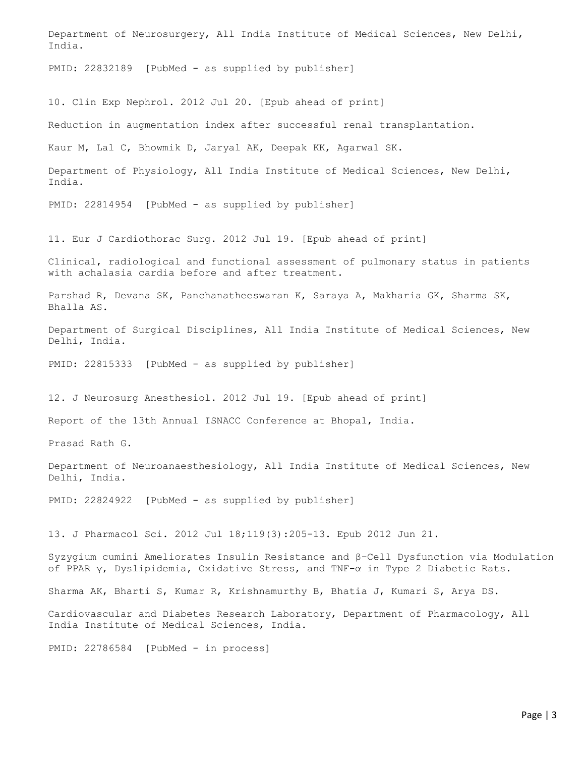Department of Neurosurgery, All India Institute of Medical Sciences, New Delhi, India.

PMID: 22832189 [PubMed - as supplied by publisher]

10. Clin Exp Nephrol. 2012 Jul 20. [Epub ahead of print]

Reduction in augmentation index after successful renal transplantation.

Kaur M, Lal C, Bhowmik D, Jaryal AK, Deepak KK, Agarwal SK.

Department of Physiology, All India Institute of Medical Sciences, New Delhi, India.

PMID: 22814954 [PubMed - as supplied by publisher]

11. Eur J Cardiothorac Surg. 2012 Jul 19. [Epub ahead of print]

Clinical, radiological and functional assessment of pulmonary status in patients with achalasia cardia before and after treatment.

Parshad R, Devana SK, Panchanatheeswaran K, Saraya A, Makharia GK, Sharma SK, Bhalla AS.

Department of Surgical Disciplines, All India Institute of Medical Sciences, New Delhi, India.

PMID: 22815333 [PubMed - as supplied by publisher]

12. J Neurosurg Anesthesiol. 2012 Jul 19. [Epub ahead of print]

Report of the 13th Annual ISNACC Conference at Bhopal, India.

Prasad Rath G.

Department of Neuroanaesthesiology, All India Institute of Medical Sciences, New Delhi, India.

PMID: 22824922 [PubMed - as supplied by publisher]

13. J Pharmacol Sci. 2012 Jul 18;119(3):205-13. Epub 2012 Jun 21.

Syzygium cumini Ameliorates Insulin Resistance and β-Cell Dysfunction via Modulation of PPAR γ, Dyslipidemia, Oxidative Stress, and TNF-α in Type 2 Diabetic Rats.

Sharma AK, Bharti S, Kumar R, Krishnamurthy B, Bhatia J, Kumari S, Arya DS.

Cardiovascular and Diabetes Research Laboratory, Department of Pharmacology, All India Institute of Medical Sciences, India.

PMID: 22786584 [PubMed - in process]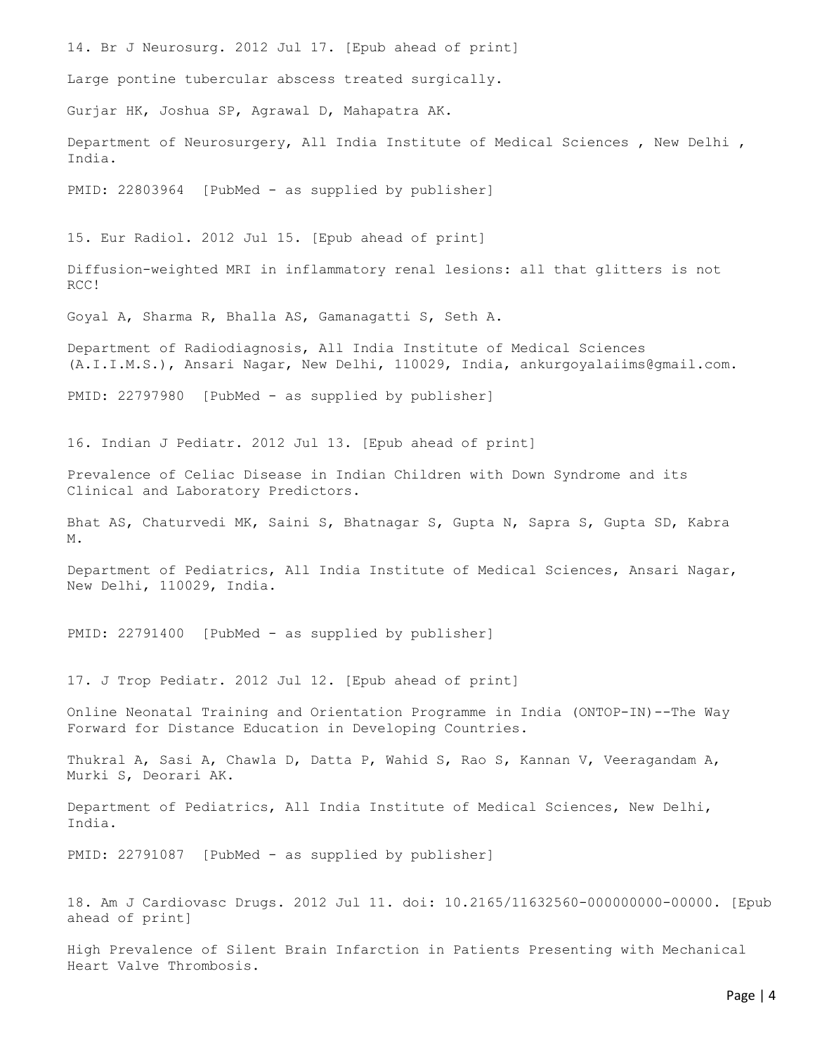14. Br J Neurosurg. 2012 Jul 17. [Epub ahead of print]

Large pontine tubercular abscess treated surgically.

Gurjar HK, Joshua SP, Agrawal D, Mahapatra AK.

Department of Neurosurgery, All India Institute of Medical Sciences , New Delhi , India.

PMID: 22803964 [PubMed - as supplied by publisher]

15. Eur Radiol. 2012 Jul 15. [Epub ahead of print]

Diffusion-weighted MRI in inflammatory renal lesions: all that glitters is not RCC!

Goyal A, Sharma R, Bhalla AS, Gamanagatti S, Seth A.

Department of Radiodiagnosis, All India Institute of Medical Sciences (A.I.I.M.S.), Ansari Nagar, New Delhi, 110029, India, ankurgoyalaiims@gmail.com.

PMID: 22797980 [PubMed - as supplied by publisher]

16. Indian J Pediatr. 2012 Jul 13. [Epub ahead of print]

Prevalence of Celiac Disease in Indian Children with Down Syndrome and its Clinical and Laboratory Predictors.

Bhat AS, Chaturvedi MK, Saini S, Bhatnagar S, Gupta N, Sapra S, Gupta SD, Kabra M.

Department of Pediatrics, All India Institute of Medical Sciences, Ansari Nagar, New Delhi, 110029, India.

PMID: 22791400 [PubMed - as supplied by publisher]

17. J Trop Pediatr. 2012 Jul 12. [Epub ahead of print]

Online Neonatal Training and Orientation Programme in India (ONTOP-IN)--The Way Forward for Distance Education in Developing Countries.

Thukral A, Sasi A, Chawla D, Datta P, Wahid S, Rao S, Kannan V, Veeragandam A, Murki S, Deorari AK.

Department of Pediatrics, All India Institute of Medical Sciences, New Delhi, India.

PMID: 22791087 [PubMed - as supplied by publisher]

18. Am J Cardiovasc Drugs. 2012 Jul 11. doi: 10.2165/11632560-000000000-00000. [Epub ahead of print]

High Prevalence of Silent Brain Infarction in Patients Presenting with Mechanical Heart Valve Thrombosis.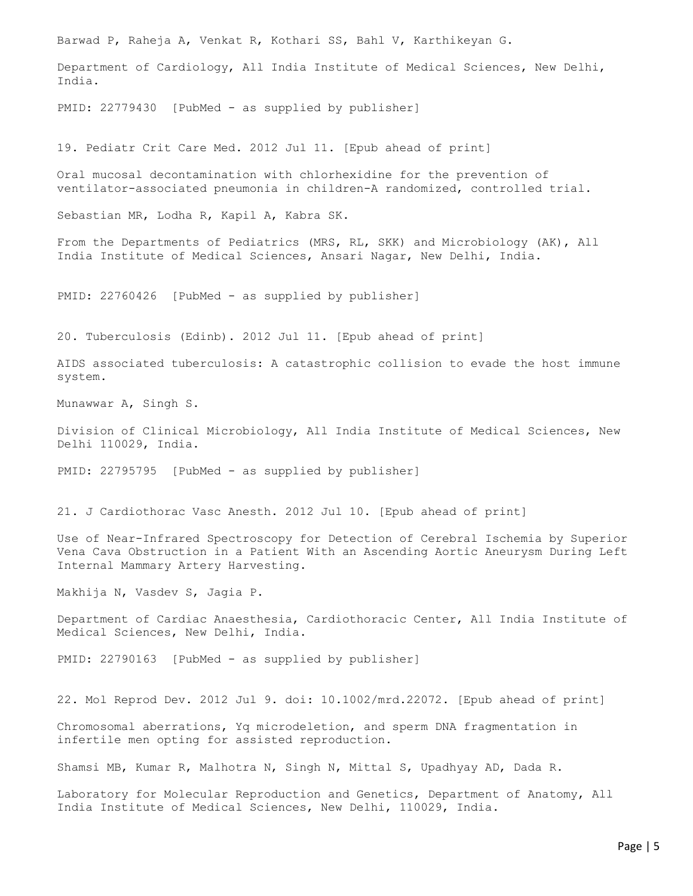Barwad P, Raheja A, Venkat R, Kothari SS, Bahl V, Karthikeyan G.

Department of Cardiology, All India Institute of Medical Sciences, New Delhi, India.

PMID: 22779430 [PubMed - as supplied by publisher]

19. Pediatr Crit Care Med. 2012 Jul 11. [Epub ahead of print]

Oral mucosal decontamination with chlorhexidine for the prevention of ventilator-associated pneumonia in children-A randomized, controlled trial.

Sebastian MR, Lodha R, Kapil A, Kabra SK.

From the Departments of Pediatrics (MRS, RL, SKK) and Microbiology (AK), All India Institute of Medical Sciences, Ansari Nagar, New Delhi, India.

PMID: 22760426 [PubMed - as supplied by publisher]

20. Tuberculosis (Edinb). 2012 Jul 11. [Epub ahead of print]

AIDS associated tuberculosis: A catastrophic collision to evade the host immune system.

Munawwar A, Singh S.

Division of Clinical Microbiology, All India Institute of Medical Sciences, New Delhi 110029, India.

PMID: 22795795 [PubMed - as supplied by publisher]

21. J Cardiothorac Vasc Anesth. 2012 Jul 10. [Epub ahead of print]

Use of Near-Infrared Spectroscopy for Detection of Cerebral Ischemia by Superior Vena Cava Obstruction in a Patient With an Ascending Aortic Aneurysm During Left Internal Mammary Artery Harvesting.

Makhija N, Vasdev S, Jagia P.

Department of Cardiac Anaesthesia, Cardiothoracic Center, All India Institute of Medical Sciences, New Delhi, India.

PMID: 22790163 [PubMed - as supplied by publisher]

22. Mol Reprod Dev. 2012 Jul 9. doi: 10.1002/mrd.22072. [Epub ahead of print]

Chromosomal aberrations, Yq microdeletion, and sperm DNA fragmentation in infertile men opting for assisted reproduction.

Shamsi MB, Kumar R, Malhotra N, Singh N, Mittal S, Upadhyay AD, Dada R.

Laboratory for Molecular Reproduction and Genetics, Department of Anatomy, All India Institute of Medical Sciences, New Delhi, 110029, India.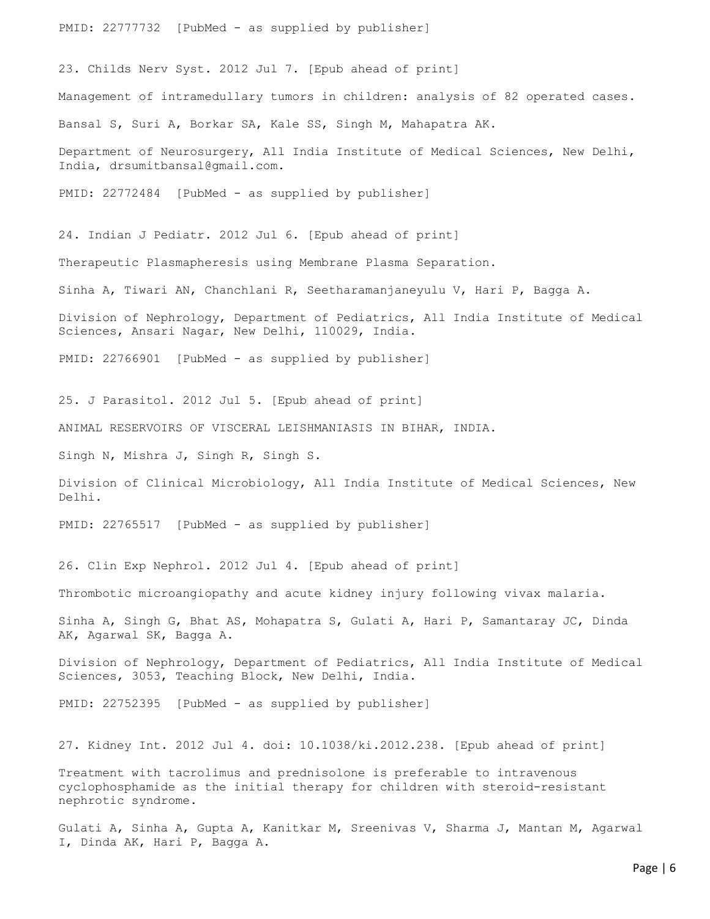PMID: 22777732 [PubMed - as supplied by publisher]

23. Childs Nerv Syst. 2012 Jul 7. [Epub ahead of print]

Management of intramedullary tumors in children: analysis of 82 operated cases.

Bansal S, Suri A, Borkar SA, Kale SS, Singh M, Mahapatra AK.

Department of Neurosurgery, All India Institute of Medical Sciences, New Delhi, India, drsumitbansal@gmail.com.

PMID: 22772484 [PubMed - as supplied by publisher]

24. Indian J Pediatr. 2012 Jul 6. [Epub ahead of print]

Therapeutic Plasmapheresis using Membrane Plasma Separation.

Sinha A, Tiwari AN, Chanchlani R, Seetharamanjaneyulu V, Hari P, Bagga A.

Division of Nephrology, Department of Pediatrics, All India Institute of Medical Sciences, Ansari Nagar, New Delhi, 110029, India.

PMID: 22766901 [PubMed - as supplied by publisher]

25. J Parasitol. 2012 Jul 5. [Epub ahead of print]

ANIMAL RESERVOIRS OF VISCERAL LEISHMANIASIS IN BIHAR, INDIA.

Singh N, Mishra J, Singh R, Singh S.

Division of Clinical Microbiology, All India Institute of Medical Sciences, New Delhi.

PMID: 22765517 [PubMed - as supplied by publisher]

26. Clin Exp Nephrol. 2012 Jul 4. [Epub ahead of print]

Thrombotic microangiopathy and acute kidney injury following vivax malaria.

Sinha A, Singh G, Bhat AS, Mohapatra S, Gulati A, Hari P, Samantaray JC, Dinda AK, Agarwal SK, Bagga A.

Division of Nephrology, Department of Pediatrics, All India Institute of Medical Sciences, 3053, Teaching Block, New Delhi, India.

PMID: 22752395 [PubMed - as supplied by publisher]

27. Kidney Int. 2012 Jul 4. doi: 10.1038/ki.2012.238. [Epub ahead of print]

Treatment with tacrolimus and prednisolone is preferable to intravenous cyclophosphamide as the initial therapy for children with steroid-resistant nephrotic syndrome.

Gulati A, Sinha A, Gupta A, Kanitkar M, Sreenivas V, Sharma J, Mantan M, Agarwal I, Dinda AK, Hari P, Bagga A.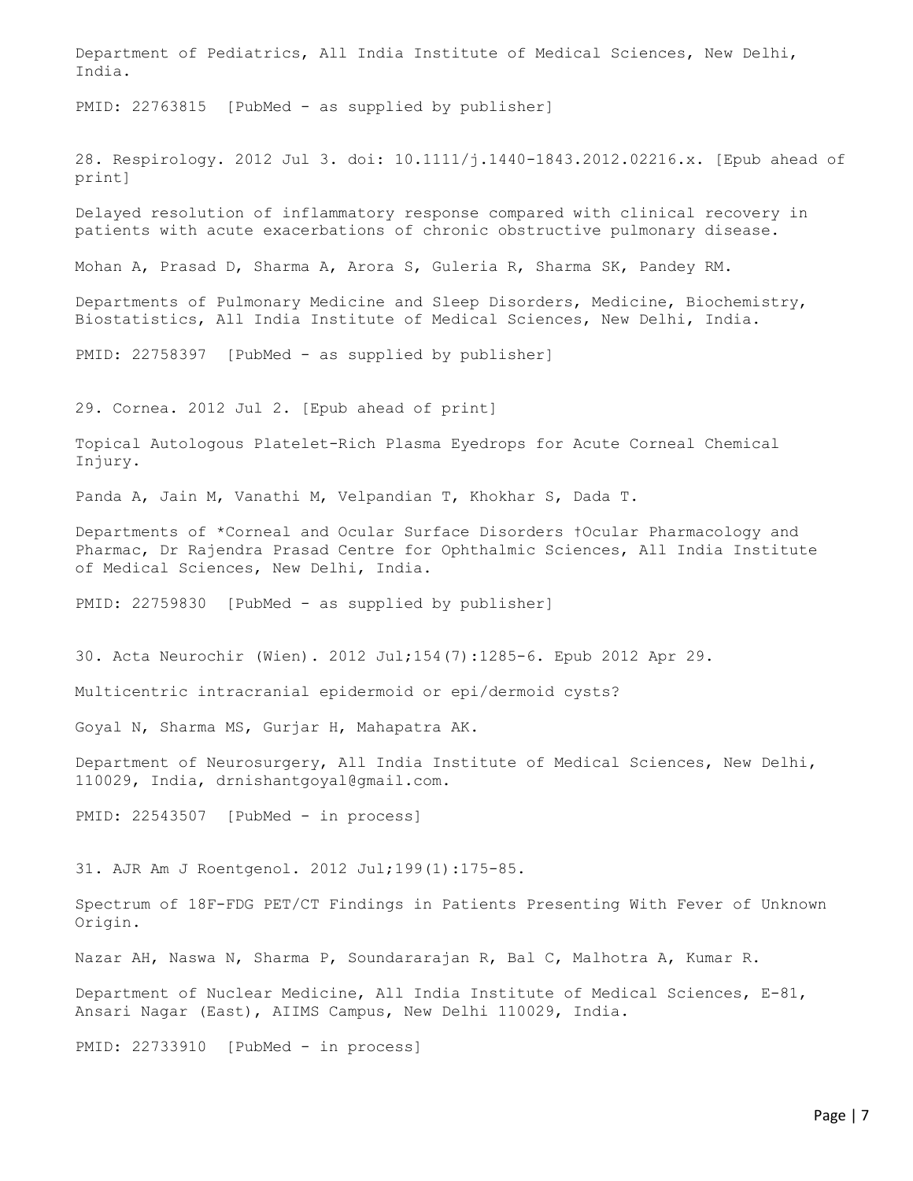Department of Pediatrics, All India Institute of Medical Sciences, New Delhi, India.

PMID: 22763815 [PubMed - as supplied by publisher]

28. Respirology. 2012 Jul 3. doi: 10.1111/j.1440-1843.2012.02216.x. [Epub ahead of print]

Delayed resolution of inflammatory response compared with clinical recovery in patients with acute exacerbations of chronic obstructive pulmonary disease.

Mohan A, Prasad D, Sharma A, Arora S, Guleria R, Sharma SK, Pandey RM.

Departments of Pulmonary Medicine and Sleep Disorders, Medicine, Biochemistry, Biostatistics, All India Institute of Medical Sciences, New Delhi, India.

PMID: 22758397 [PubMed - as supplied by publisher]

29. Cornea. 2012 Jul 2. [Epub ahead of print]

Topical Autologous Platelet-Rich Plasma Eyedrops for Acute Corneal Chemical Injury.

Panda A, Jain M, Vanathi M, Velpandian T, Khokhar S, Dada T.

Departments of *Corneal and Ocular Surface Disorders †Ocular Pharmacology and Pharmac, Dr Rajendra Prasad Centre for Ophthalmic Sciences, All India Institute of Medical Sciences, New Delhi, India.

PMID: 22759830 [PubMed - as supplied by publisher]

30. Acta Neurochir (Wien). 2012 Jul;154(7):1285-6. Epub 2012 Apr 29.

Multicentric intracranial epidermoid or epi/dermoid cysts?

Goyal N, Sharma MS, Gurjar H, Mahapatra AK.

Department of Neurosurgery, All India Institute of Medical Sciences, New Delhi, 110029, India, drnishantgoyal@gmail.com.

PMID: 22543507 [PubMed - in process]

31. AJR Am J Roentgenol. 2012 Jul;199(1):175-85.

Spectrum of 18F-FDG PET/CT Findings in Patients Presenting With Fever of Unknown Origin.

Nazar AH, Naswa N, Sharma P, Soundararajan R, Bal C, Malhotra A, Kumar R.

Department of Nuclear Medicine, All India Institute of Medical Sciences, E-81, Ansari Nagar (East), AIIMS Campus, New Delhi 110029, India.

PMID: 22733910 [PubMed - in process]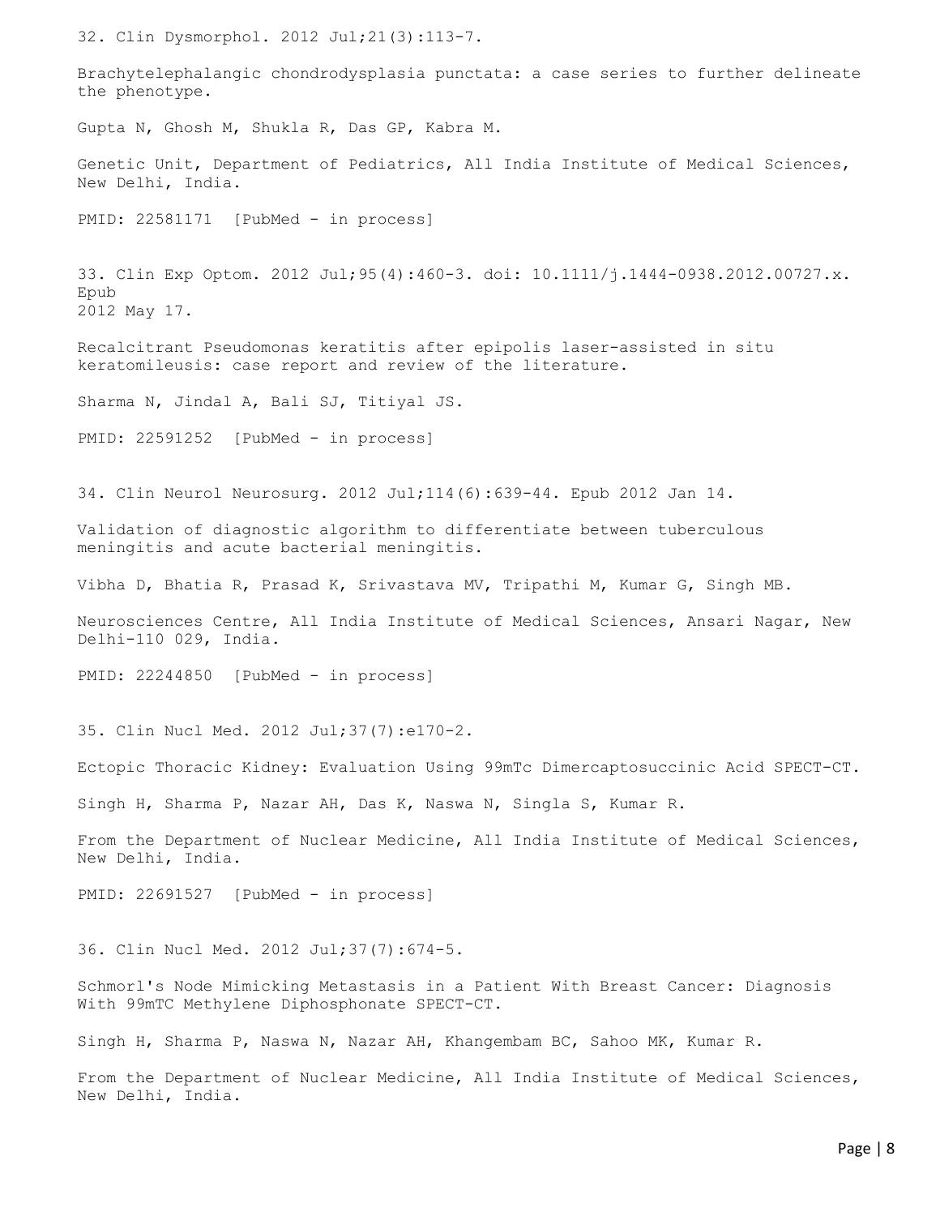32. Clin Dysmorphol. 2012 Jul;21(3):113-7.

Brachytelephalangic chondrodysplasia punctata: a case series to further delineate the phenotype.

Gupta N, Ghosh M, Shukla R, Das GP, Kabra M.

Genetic Unit, Department of Pediatrics, All India Institute of Medical Sciences, New Delhi, India.

PMID: 22581171 [PubMed - in process]

33. Clin Exp Optom. 2012 Jul;95(4):460-3. doi: 10.1111/j.1444-0938.2012.00727.x. Epub 2012 May 17.

Recalcitrant Pseudomonas keratitis after epipolis laser-assisted in situ keratomileusis: case report and review of the literature.

Sharma N, Jindal A, Bali SJ, Titiyal JS.

PMID: 22591252 [PubMed - in process]

34. Clin Neurol Neurosurg. 2012 Jul;114(6):639-44. Epub 2012 Jan 14.

Validation of diagnostic algorithm to differentiate between tuberculous meningitis and acute bacterial meningitis.

Vibha D, Bhatia R, Prasad K, Srivastava MV, Tripathi M, Kumar G, Singh MB.

Neurosciences Centre, All India Institute of Medical Sciences, Ansari Nagar, New Delhi-110 029, India.

PMID: 22244850 [PubMed - in process]

35. Clin Nucl Med. 2012 Jul;37(7):e170-2.

Ectopic Thoracic Kidney: Evaluation Using 99mTc Dimercaptosuccinic Acid SPECT-CT.

Singh H, Sharma P, Nazar AH, Das K, Naswa N, Singla S, Kumar R.

From the Department of Nuclear Medicine, All India Institute of Medical Sciences, New Delhi, India.

PMID: 22691527 [PubMed - in process]

36. Clin Nucl Med. 2012 Jul;37(7):674-5.

Schmorl's Node Mimicking Metastasis in a Patient With Breast Cancer: Diagnosis With 99mTC Methylene Diphosphonate SPECT-CT.

Singh H, Sharma P, Naswa N, Nazar AH, Khangembam BC, Sahoo MK, Kumar R.

From the Department of Nuclear Medicine, All India Institute of Medical Sciences, New Delhi, India.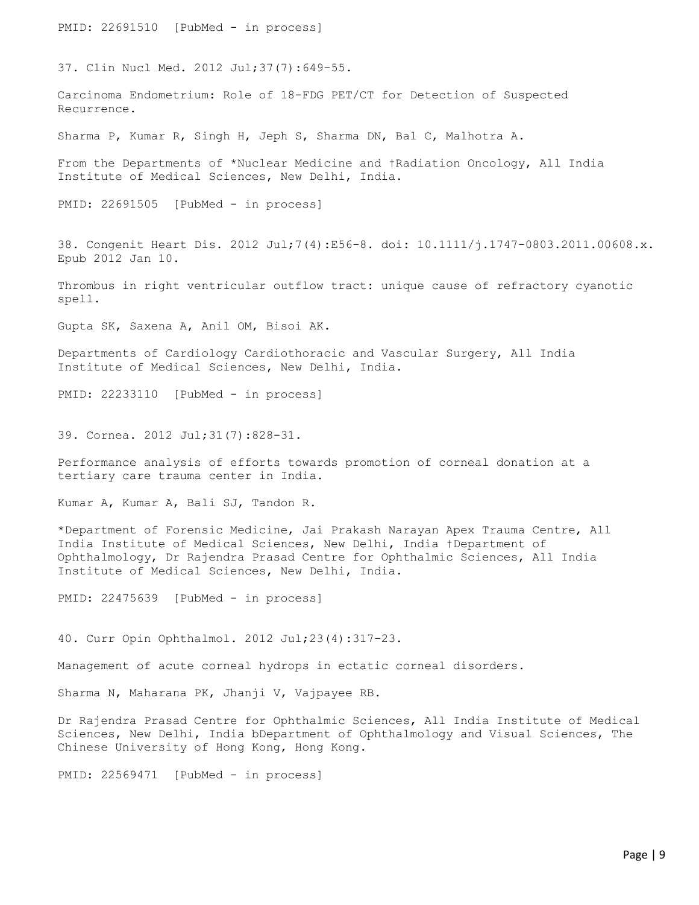PMID: 22691510 [PubMed - in process]

37. Clin Nucl Med. 2012 Jul;37(7):649-55.

Carcinoma Endometrium: Role of 18-FDG PET/CT for Detection of Suspected Recurrence.

Sharma P, Kumar R, Singh H, Jeph S, Sharma DN, Bal C, Malhotra A.

From the Departments of *Nuclear Medicine and †Radiation Oncology, All India Institute of Medical Sciences, New Delhi, India.

PMID: 22691505 [PubMed - in process]

38. Congenit Heart Dis. 2012 Jul;7(4):E56-8. doi: 10.1111/j.1747-0803.2011.00608.x. Epub 2012 Jan 10.

Thrombus in right ventricular outflow tract: unique cause of refractory cyanotic spell.

Gupta SK, Saxena A, Anil OM, Bisoi AK.

Departments of Cardiology Cardiothoracic and Vascular Surgery, All India Institute of Medical Sciences, New Delhi, India.

PMID: 22233110 [PubMed - in process]

39. Cornea. 2012 Jul;31(7):828-31.

Performance analysis of efforts towards promotion of corneal donation at a tertiary care trauma center in India.

Kumar A, Kumar A, Bali SJ, Tandon R.

*Department of Forensic Medicine, Jai Prakash Narayan Apex Trauma Centre, All India Institute of Medical Sciences, New Delhi, India †Department of Ophthalmology, Dr Rajendra Prasad Centre for Ophthalmic Sciences, All India Institute of Medical Sciences, New Delhi, India.

PMID: 22475639 [PubMed - in process]

40. Curr Opin Ophthalmol. 2012 Jul;23(4):317-23.

Management of acute corneal hydrops in ectatic corneal disorders.

Sharma N, Maharana PK, Jhanji V, Vajpayee RB.

Dr Rajendra Prasad Centre for Ophthalmic Sciences, All India Institute of Medical Sciences, New Delhi, India bDepartment of Ophthalmology and Visual Sciences, The Chinese University of Hong Kong, Hong Kong.

PMID: 22569471 [PubMed - in process]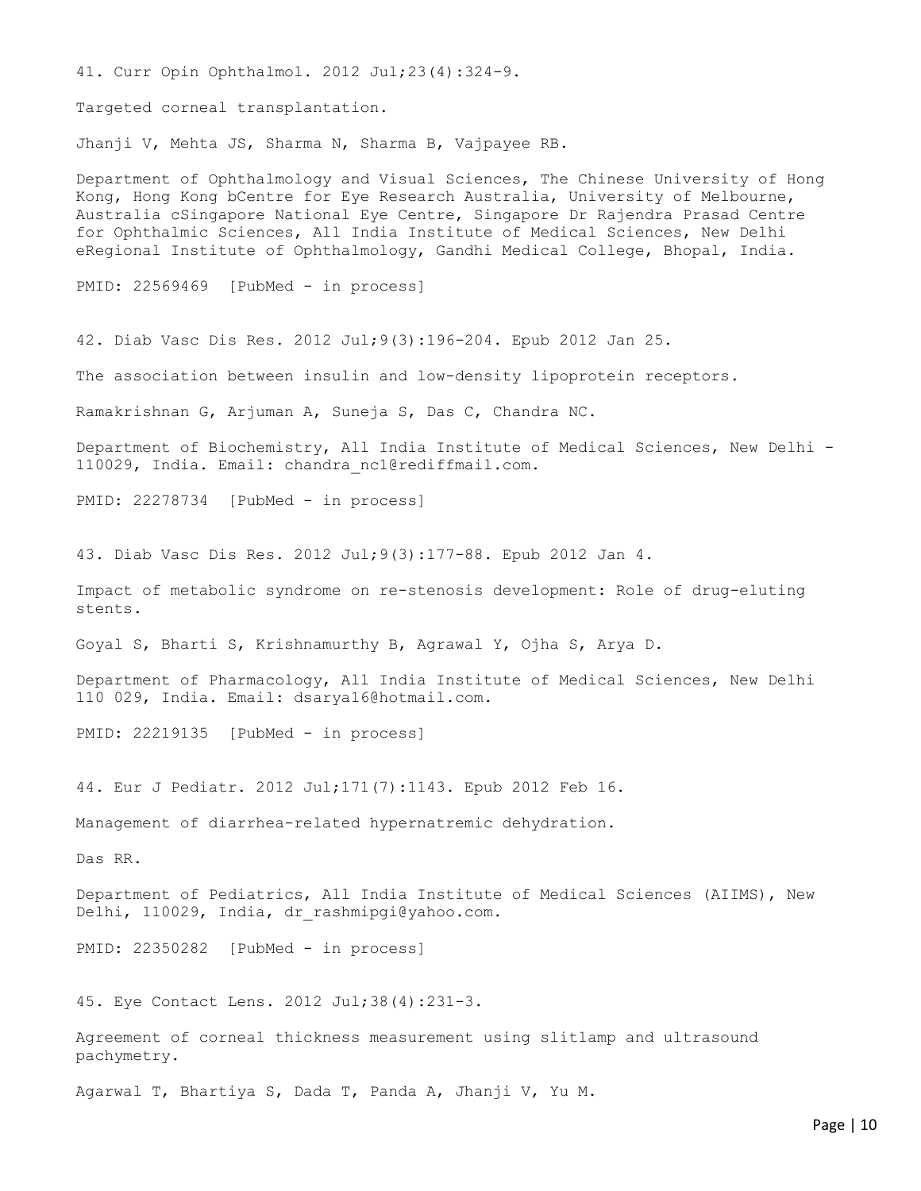41. Curr Opin Ophthalmol. 2012 Jul;23(4):324-9.

Targeted corneal transplantation.

Jhanji V, Mehta JS, Sharma N, Sharma B, Vajpayee RB.

Department of Ophthalmology and Visual Sciences, The Chinese University of Hong Kong, Hong Kong bCentre for Eye Research Australia, University of Melbourne, Australia cSingapore National Eye Centre, Singapore Dr Rajendra Prasad Centre for Ophthalmic Sciences, All India Institute of Medical Sciences, New Delhi eRegional Institute of Ophthalmology, Gandhi Medical College, Bhopal, India.

PMID: 22569469 [PubMed - in process]

42. Diab Vasc Dis Res. 2012 Jul;9(3):196-204. Epub 2012 Jan 25.

The association between insulin and low-density lipoprotein receptors.

Ramakrishnan G, Arjuman A, Suneja S, Das C, Chandra NC.

Department of Biochemistry, All India Institute of Medical Sciences, New Delhi - 110029, India. Email: chandra_nc1@rediffmail.com.

PMID: 22278734 [PubMed - in process]

43. Diab Vasc Dis Res. 2012 Jul;9(3):177-88. Epub 2012 Jan 4.

Impact of metabolic syndrome on re-stenosis development: Role of drug-eluting stents.

Goyal S, Bharti S, Krishnamurthy B, Agrawal Y, Ojha S, Arya D.

Department of Pharmacology, All India Institute of Medical Sciences, New Delhi 110 029, India. Email: dsarya16@hotmail.com.

PMID: 22219135 [PubMed - in process]

44. Eur J Pediatr. 2012 Jul;171(7):1143. Epub 2012 Feb 16.

Management of diarrhea-related hypernatremic dehydration.

Das RR.

Department of Pediatrics, All India Institute of Medical Sciences (AIIMS), New Delhi, 110029, India, dr_rashmipgi@yahoo.com.

PMID: 22350282 [PubMed - in process]

45. Eye Contact Lens. 2012 Jul;38(4):231-3.

Agreement of corneal thickness measurement using slitlamp and ultrasound pachymetry.

Agarwal T, Bhartiya S, Dada T, Panda A, Jhanji V, Yu M.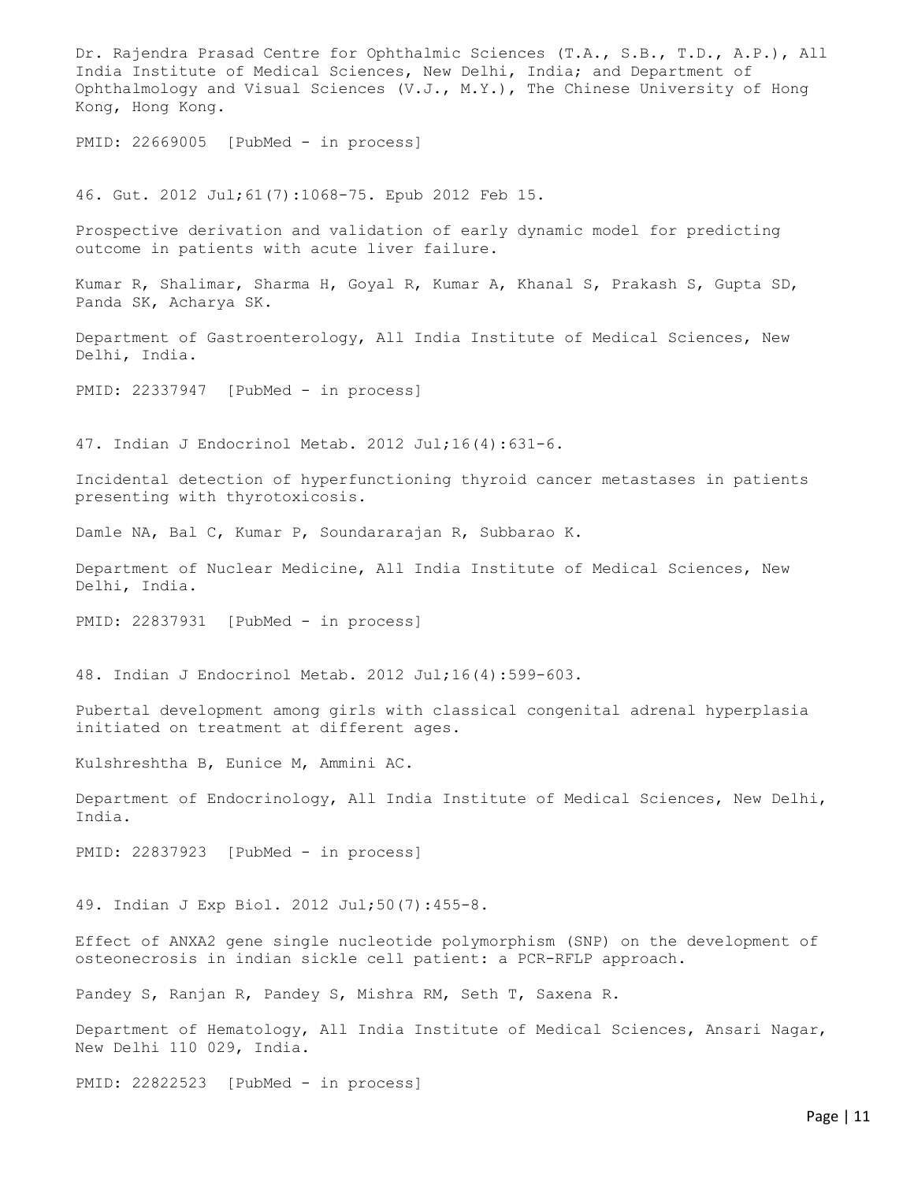Dr. Rajendra Prasad Centre for Ophthalmic Sciences (T.A., S.B., T.D., A.P.), All India Institute of Medical Sciences, New Delhi, India; and Department of Ophthalmology and Visual Sciences (V.J., M.Y.), The Chinese University of Hong Kong, Hong Kong.

PMID: 22669005 [PubMed - in process]

46. Gut. 2012 Jul;61(7):1068-75. Epub 2012 Feb 15.

Prospective derivation and validation of early dynamic model for predicting outcome in patients with acute liver failure.

Kumar R, Shalimar, Sharma H, Goyal R, Kumar A, Khanal S, Prakash S, Gupta SD, Panda SK, Acharya SK.

Department of Gastroenterology, All India Institute of Medical Sciences, New Delhi, India.

PMID: 22337947 [PubMed - in process]

47. Indian J Endocrinol Metab. 2012 Jul;16(4):631-6.

Incidental detection of hyperfunctioning thyroid cancer metastases in patients presenting with thyrotoxicosis.

Damle NA, Bal C, Kumar P, Soundararajan R, Subbarao K.

Department of Nuclear Medicine, All India Institute of Medical Sciences, New Delhi, India.

PMID: 22837931 [PubMed - in process]

48. Indian J Endocrinol Metab. 2012 Jul;16(4):599-603.

Pubertal development among girls with classical congenital adrenal hyperplasia initiated on treatment at different ages.

Kulshreshtha B, Eunice M, Ammini AC.

Department of Endocrinology, All India Institute of Medical Sciences, New Delhi, India.

PMID: 22837923 [PubMed - in process]

49. Indian J Exp Biol. 2012 Jul;50(7):455-8.

Effect of ANXA2 gene single nucleotide polymorphism (SNP) on the development of osteonecrosis in indian sickle cell patient: a PCR-RFLP approach.

Pandey S, Ranjan R, Pandey S, Mishra RM, Seth T, Saxena R.

Department of Hematology, All India Institute of Medical Sciences, Ansari Nagar, New Delhi 110 029, India.

PMID: 22822523 [PubMed - in process]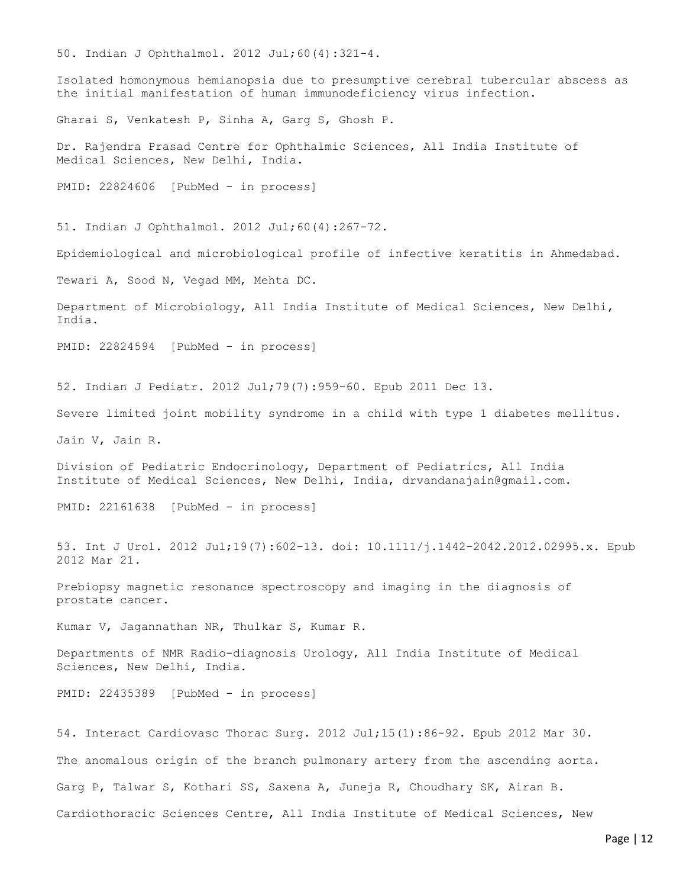50. Indian J Ophthalmol. 2012 Jul;60(4):321-4.

Isolated homonymous hemianopsia due to presumptive cerebral tubercular abscess as the initial manifestation of human immunodeficiency virus infection.

Gharai S, Venkatesh P, Sinha A, Garg S, Ghosh P.

Dr. Rajendra Prasad Centre for Ophthalmic Sciences, All India Institute of Medical Sciences, New Delhi, India.

PMID: 22824606 [PubMed - in process]

51. Indian J Ophthalmol. 2012 Jul;60(4):267-72.

Epidemiological and microbiological profile of infective keratitis in Ahmedabad.

Tewari A, Sood N, Vegad MM, Mehta DC.

Department of Microbiology, All India Institute of Medical Sciences, New Delhi, India.

PMID: 22824594 [PubMed - in process]

52. Indian J Pediatr. 2012 Jul;79(7):959-60. Epub 2011 Dec 13.

Severe limited joint mobility syndrome in a child with type 1 diabetes mellitus.

Jain V, Jain R.

Division of Pediatric Endocrinology, Department of Pediatrics, All India Institute of Medical Sciences, New Delhi, India, drvandanajain@gmail.com.

PMID: 22161638 [PubMed - in process]

53. Int J Urol. 2012 Jul;19(7):602-13. doi: 10.1111/j.1442-2042.2012.02995.x. Epub 2012 Mar 21.

Prebiopsy magnetic resonance spectroscopy and imaging in the diagnosis of prostate cancer.

Kumar V, Jagannathan NR, Thulkar S, Kumar R.

Departments of NMR Radio-diagnosis Urology, All India Institute of Medical Sciences, New Delhi, India.

PMID: 22435389 [PubMed - in process]

54. Interact Cardiovasc Thorac Surg. 2012 Jul;15(1):86-92. Epub 2012 Mar 30.

The anomalous origin of the branch pulmonary artery from the ascending aorta.

Garg P, Talwar S, Kothari SS, Saxena A, Juneja R, Choudhary SK, Airan B.

Cardiothoracic Sciences Centre, All India Institute of Medical Sciences, New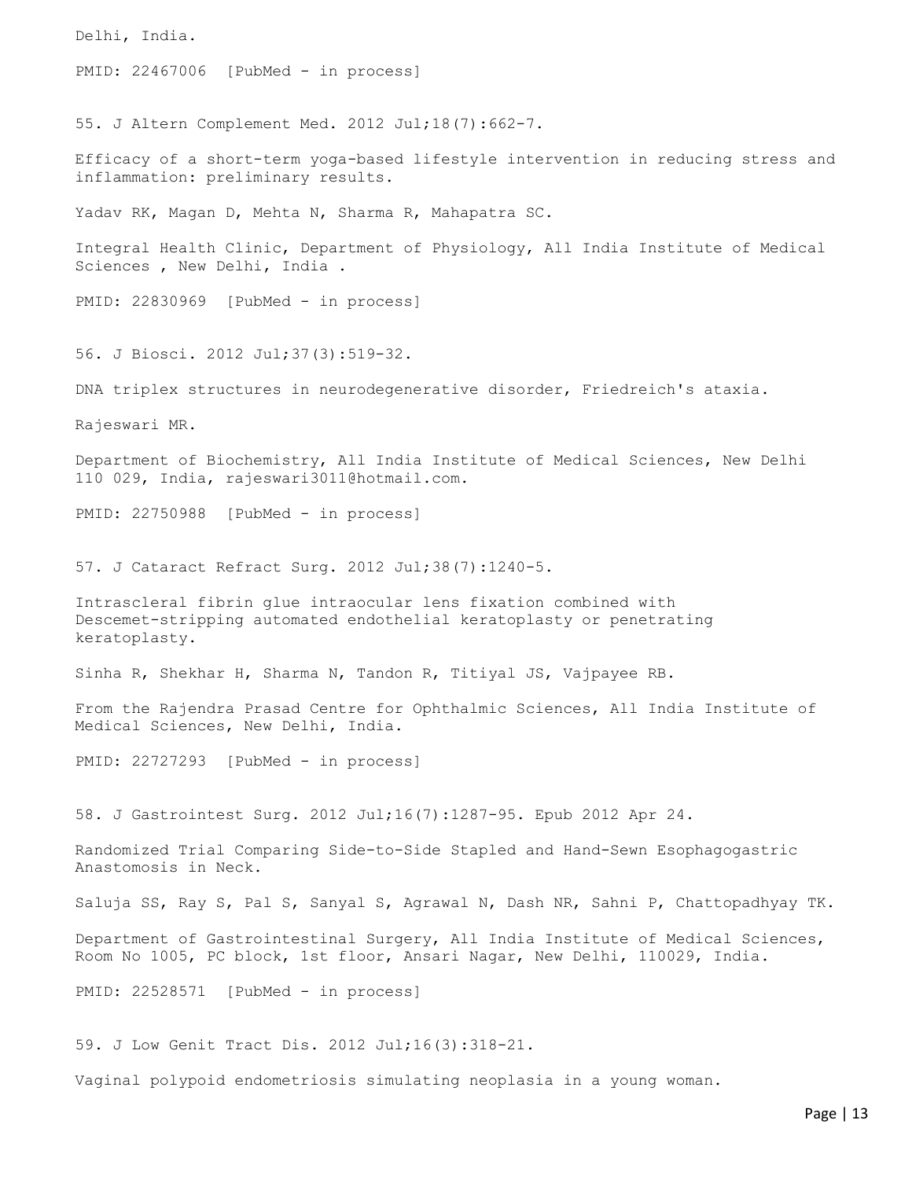Delhi, India.

PMID: 22467006 [PubMed - in process]

55. J Altern Complement Med. 2012 Jul;18(7):662-7.

Efficacy of a short-term yoga-based lifestyle intervention in reducing stress and inflammation: preliminary results.

Yadav RK, Magan D, Mehta N, Sharma R, Mahapatra SC.

Integral Health Clinic, Department of Physiology, All India Institute of Medical Sciences , New Delhi, India .

PMID: 22830969 [PubMed - in process]

56. J Biosci. 2012 Jul;37(3):519-32.

DNA triplex structures in neurodegenerative disorder, Friedreich's ataxia.

Rajeswari MR.

Department of Biochemistry, All India Institute of Medical Sciences, New Delhi 110 029, India, rajeswari3011@hotmail.com.

PMID: 22750988 [PubMed - in process]

57. J Cataract Refract Surg. 2012 Jul;38(7):1240-5.

Intrascleral fibrin glue intraocular lens fixation combined with Descemet-stripping automated endothelial keratoplasty or penetrating keratoplasty.

Sinha R, Shekhar H, Sharma N, Tandon R, Titiyal JS, Vajpayee RB.

From the Rajendra Prasad Centre for Ophthalmic Sciences, All India Institute of Medical Sciences, New Delhi, India.

PMID: 22727293 [PubMed - in process]

58. J Gastrointest Surg. 2012 Jul;16(7):1287-95. Epub 2012 Apr 24.

Randomized Trial Comparing Side-to-Side Stapled and Hand-Sewn Esophagogastric Anastomosis in Neck.

Saluja SS, Ray S, Pal S, Sanyal S, Agrawal N, Dash NR, Sahni P, Chattopadhyay TK.

Department of Gastrointestinal Surgery, All India Institute of Medical Sciences, Room No 1005, PC block, 1st floor, Ansari Nagar, New Delhi, 110029, India.

PMID: 22528571 [PubMed - in process]

59. J Low Genit Tract Dis. 2012 Jul;16(3):318-21.

Vaginal polypoid endometriosis simulating neoplasia in a young woman.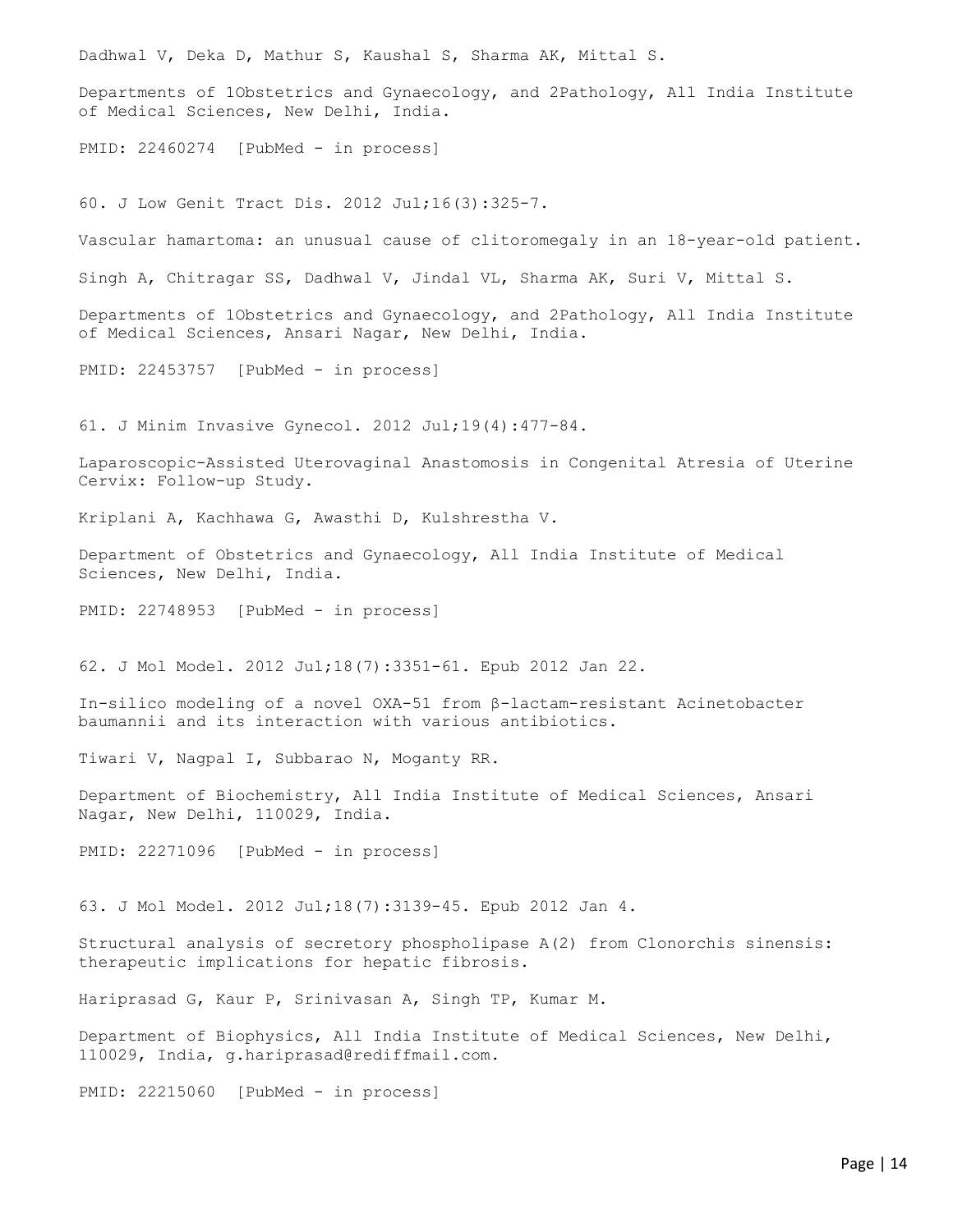Dadhwal V, Deka D, Mathur S, Kaushal S, Sharma AK, Mittal S.

Departments of 1Obstetrics and Gynaecology, and 2Pathology, All India Institute of Medical Sciences, New Delhi, India.

PMID: 22460274 [PubMed - in process]

60. J Low Genit Tract Dis. 2012 Jul;16(3):325-7.

Vascular hamartoma: an unusual cause of clitoromegaly in an 18-year-old patient.

Singh A, Chitragar SS, Dadhwal V, Jindal VL, Sharma AK, Suri V, Mittal S.

Departments of 1Obstetrics and Gynaecology, and 2Pathology, All India Institute of Medical Sciences, Ansari Nagar, New Delhi, India.

PMID: 22453757 [PubMed - in process]

61. J Minim Invasive Gynecol. 2012 Jul;19(4):477-84.

Laparoscopic-Assisted Uterovaginal Anastomosis in Congenital Atresia of Uterine Cervix: Follow-up Study.

Kriplani A, Kachhawa G, Awasthi D, Kulshrestha V.

Department of Obstetrics and Gynaecology, All India Institute of Medical Sciences, New Delhi, India.

PMID: 22748953 [PubMed - in process]

62. J Mol Model. 2012 Jul;18(7):3351-61. Epub 2012 Jan 22.

In-silico modeling of a novel OXA-51 from β-lactam-resistant Acinetobacter baumannii and its interaction with various antibiotics.

Tiwari V, Nagpal I, Subbarao N, Moganty RR.

Department of Biochemistry, All India Institute of Medical Sciences, Ansari Nagar, New Delhi, 110029, India.

PMID: 22271096 [PubMed - in process]

63. J Mol Model. 2012 Jul;18(7):3139-45. Epub 2012 Jan 4.

Structural analysis of secretory phospholipase A(2) from Clonorchis sinensis: therapeutic implications for hepatic fibrosis.

Hariprasad G, Kaur P, Srinivasan A, Singh TP, Kumar M.

Department of Biophysics, All India Institute of Medical Sciences, New Delhi, 110029, India, g.hariprasad@rediffmail.com.

PMID: 22215060 [PubMed - in process]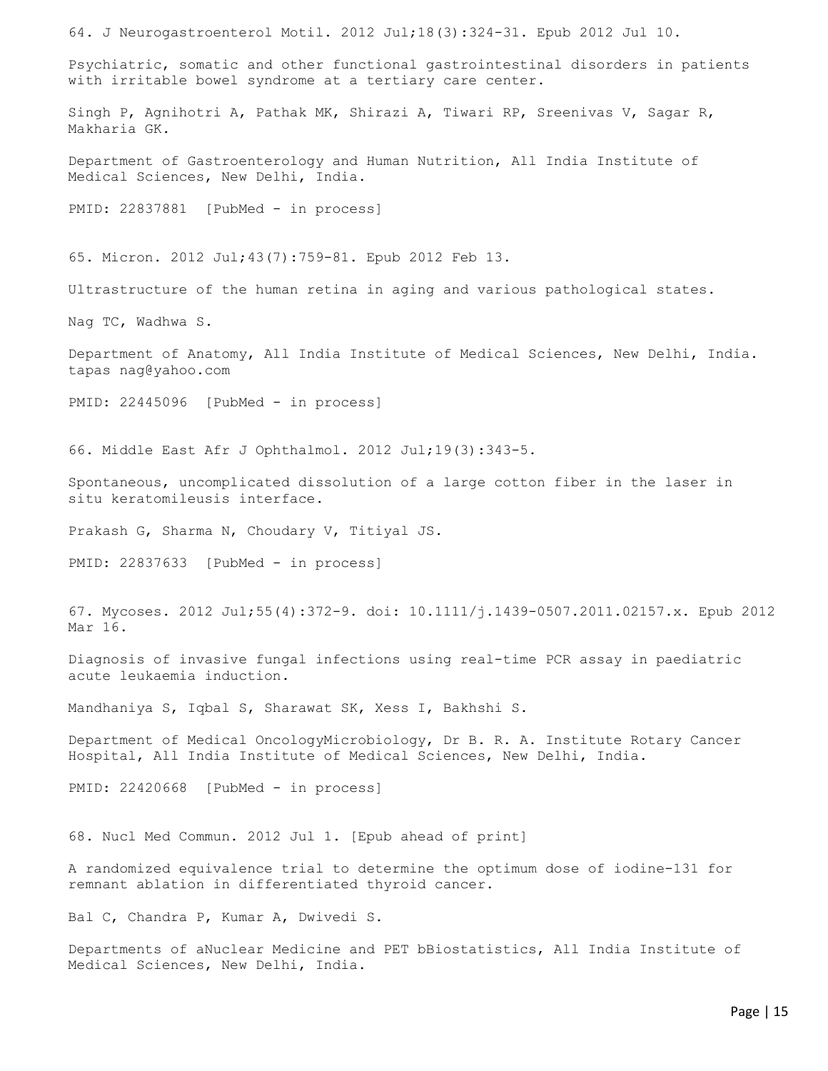64. J Neurogastroenterol Motil. 2012 Jul;18(3):324-31. Epub 2012 Jul 10.

Psychiatric, somatic and other functional gastrointestinal disorders in patients with irritable bowel syndrome at a tertiary care center.

Singh P, Agnihotri A, Pathak MK, Shirazi A, Tiwari RP, Sreenivas V, Sagar R, Makharia GK.

Department of Gastroenterology and Human Nutrition, All India Institute of Medical Sciences, New Delhi, India.

PMID: 22837881 [PubMed - in process]

65. Micron. 2012 Jul;43(7):759-81. Epub 2012 Feb 13.

Ultrastructure of the human retina in aging and various pathological states.

Nag TC, Wadhwa S.

Department of Anatomy, All India Institute of Medical Sciences, New Delhi, India. tapas nag@yahoo.com

PMID: 22445096 [PubMed - in process]

66. Middle East Afr J Ophthalmol. 2012 Jul;19(3):343-5.

Spontaneous, uncomplicated dissolution of a large cotton fiber in the laser in situ keratomileusis interface.

Prakash G, Sharma N, Choudary V, Titiyal JS.

PMID: 22837633 [PubMed - in process]

67. Mycoses. 2012 Jul;55(4):372-9. doi: 10.1111/j.1439-0507.2011.02157.x. Epub 2012 Mar 16.

Diagnosis of invasive fungal infections using real-time PCR assay in paediatric acute leukaemia induction.

Mandhaniya S, Iqbal S, Sharawat SK, Xess I, Bakhshi S.

Department of Medical OncologyMicrobiology, Dr B. R. A. Institute Rotary Cancer Hospital, All India Institute of Medical Sciences, New Delhi, India.

PMID: 22420668 [PubMed - in process]

68. Nucl Med Commun. 2012 Jul 1. [Epub ahead of print]

A randomized equivalence trial to determine the optimum dose of iodine-131 for remnant ablation in differentiated thyroid cancer.

Bal C, Chandra P, Kumar A, Dwivedi S.

Departments of aNuclear Medicine and PET bBiostatistics, All India Institute of Medical Sciences, New Delhi, India.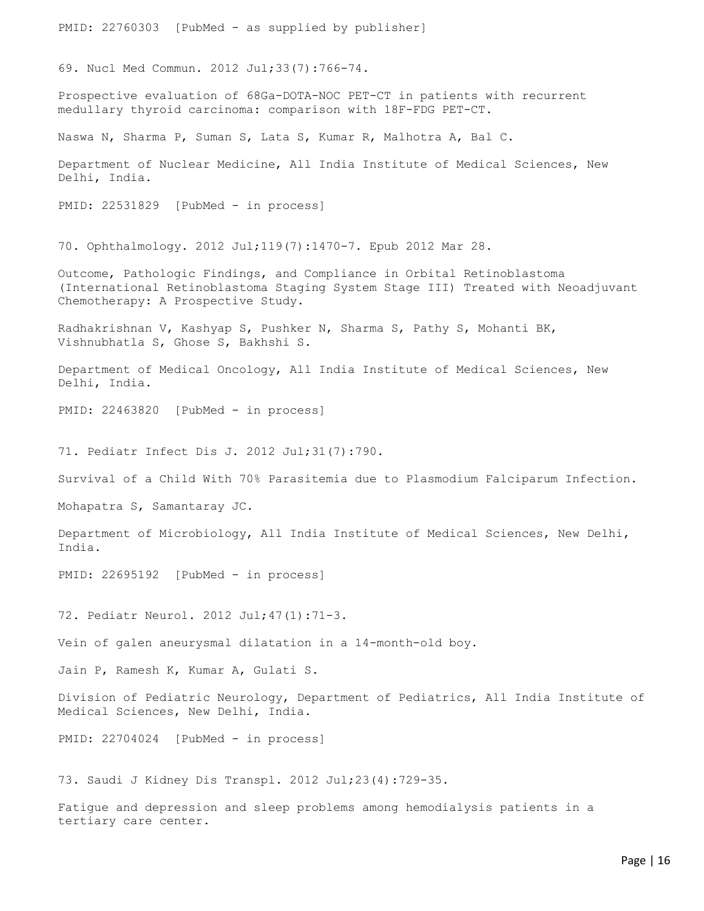PMID: 22760303 [PubMed - as supplied by publisher]

69. Nucl Med Commun. 2012 Jul;33(7):766-74.

Prospective evaluation of 68Ga-DOTA-NOC PET-CT in patients with recurrent medullary thyroid carcinoma: comparison with 18F-FDG PET-CT.

Naswa N, Sharma P, Suman S, Lata S, Kumar R, Malhotra A, Bal C.

Department of Nuclear Medicine, All India Institute of Medical Sciences, New Delhi, India.

PMID: 22531829 [PubMed - in process]

70. Ophthalmology. 2012 Jul;119(7):1470-7. Epub 2012 Mar 28.

Outcome, Pathologic Findings, and Compliance in Orbital Retinoblastoma (International Retinoblastoma Staging System Stage III) Treated with Neoadjuvant Chemotherapy: A Prospective Study.

Radhakrishnan V, Kashyap S, Pushker N, Sharma S, Pathy S, Mohanti BK, Vishnubhatla S, Ghose S, Bakhshi S.

Department of Medical Oncology, All India Institute of Medical Sciences, New Delhi, India.

PMID: 22463820 [PubMed - in process]

71. Pediatr Infect Dis J. 2012 Jul;31(7):790.

Survival of a Child With 70% Parasitemia due to Plasmodium Falciparum Infection.

Mohapatra S, Samantaray JC.

Department of Microbiology, All India Institute of Medical Sciences, New Delhi, India.

PMID: 22695192 [PubMed - in process]

72. Pediatr Neurol. 2012 Jul;47(1):71-3.

Vein of galen aneurysmal dilatation in a 14-month-old boy.

Jain P, Ramesh K, Kumar A, Gulati S.

Division of Pediatric Neurology, Department of Pediatrics, All India Institute of Medical Sciences, New Delhi, India.

PMID: 22704024 [PubMed - in process]

73. Saudi J Kidney Dis Transpl. 2012 Jul;23(4):729-35.

Fatigue and depression and sleep problems among hemodialysis patients in a tertiary care center.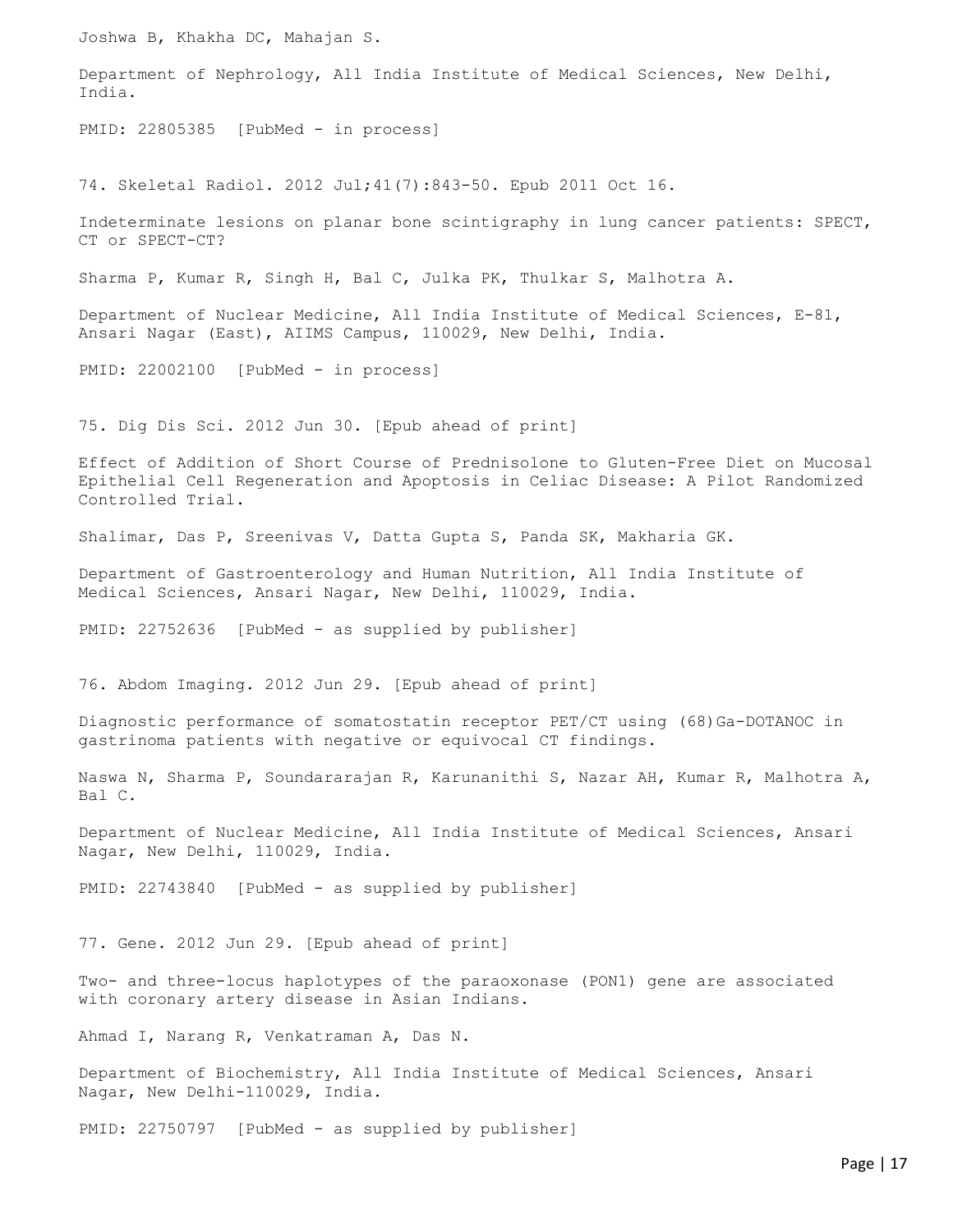Joshwa B, Khakha DC, Mahajan S.

Department of Nephrology, All India Institute of Medical Sciences, New Delhi, India.

PMID: 22805385 [PubMed - in process]

74. Skeletal Radiol. 2012 Jul;41(7):843-50. Epub 2011 Oct 16.

Indeterminate lesions on planar bone scintigraphy in lung cancer patients: SPECT, CT or SPECT-CT?

Sharma P, Kumar R, Singh H, Bal C, Julka PK, Thulkar S, Malhotra A.

Department of Nuclear Medicine, All India Institute of Medical Sciences, E-81, Ansari Nagar (East), AIIMS Campus, 110029, New Delhi, India.

PMID: 22002100 [PubMed - in process]

75. Dig Dis Sci. 2012 Jun 30. [Epub ahead of print]

Effect of Addition of Short Course of Prednisolone to Gluten-Free Diet on Mucosal Epithelial Cell Regeneration and Apoptosis in Celiac Disease: A Pilot Randomized Controlled Trial.

Shalimar, Das P, Sreenivas V, Datta Gupta S, Panda SK, Makharia GK.

Department of Gastroenterology and Human Nutrition, All India Institute of Medical Sciences, Ansari Nagar, New Delhi, 110029, India.

PMID: 22752636 [PubMed - as supplied by publisher]

76. Abdom Imaging. 2012 Jun 29. [Epub ahead of print]

Diagnostic performance of somatostatin receptor PET/CT using (68)Ga-DOTANOC in gastrinoma patients with negative or equivocal CT findings.

Naswa N, Sharma P, Soundararajan R, Karunanithi S, Nazar AH, Kumar R, Malhotra A, Bal C.

Department of Nuclear Medicine, All India Institute of Medical Sciences, Ansari Nagar, New Delhi, 110029, India.

PMID: 22743840 [PubMed - as supplied by publisher]

77. Gene. 2012 Jun 29. [Epub ahead of print]

Two- and three-locus haplotypes of the paraoxonase (PON1) gene are associated with coronary artery disease in Asian Indians.

Ahmad I, Narang R, Venkatraman A, Das N.

Department of Biochemistry, All India Institute of Medical Sciences, Ansari Nagar, New Delhi-110029, India.

PMID: 22750797 [PubMed - as supplied by publisher]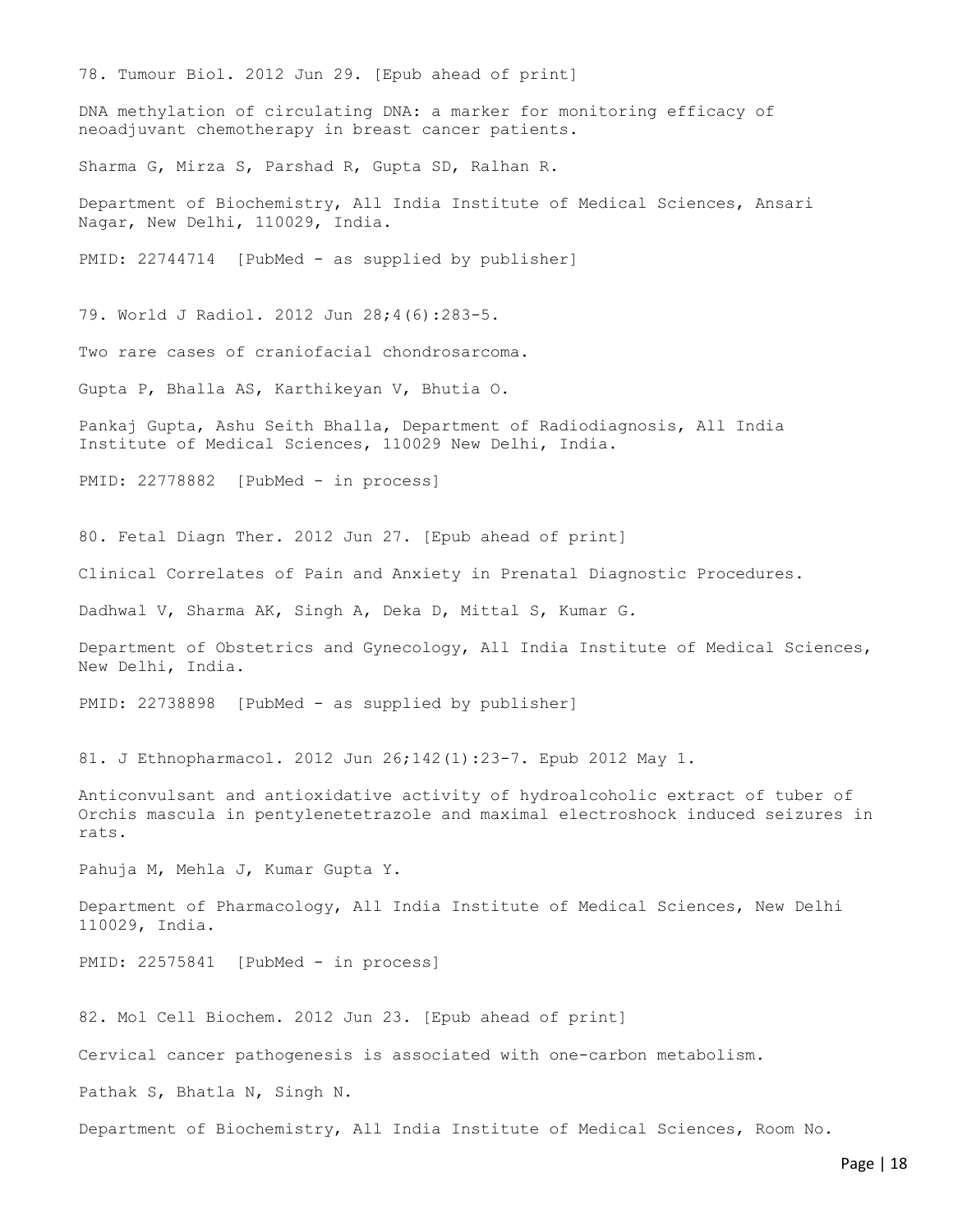78. Tumour Biol. 2012 Jun 29. [Epub ahead of print]

DNA methylation of circulating DNA: a marker for monitoring efficacy of neoadjuvant chemotherapy in breast cancer patients.

Sharma G, Mirza S, Parshad R, Gupta SD, Ralhan R.

Department of Biochemistry, All India Institute of Medical Sciences, Ansari Nagar, New Delhi, 110029, India.

PMID: 22744714 [PubMed - as supplied by publisher]

79. World J Radiol. 2012 Jun 28;4(6):283-5.

Two rare cases of craniofacial chondrosarcoma.

Gupta P, Bhalla AS, Karthikeyan V, Bhutia O.

Pankaj Gupta, Ashu Seith Bhalla, Department of Radiodiagnosis, All India Institute of Medical Sciences, 110029 New Delhi, India.

PMID: 22778882 [PubMed - in process]

80. Fetal Diagn Ther. 2012 Jun 27. [Epub ahead of print]

Clinical Correlates of Pain and Anxiety in Prenatal Diagnostic Procedures.

Dadhwal V, Sharma AK, Singh A, Deka D, Mittal S, Kumar G.

Department of Obstetrics and Gynecology, All India Institute of Medical Sciences, New Delhi, India.

PMID: 22738898 [PubMed - as supplied by publisher]

81. J Ethnopharmacol. 2012 Jun 26;142(1):23-7. Epub 2012 May 1.

Anticonvulsant and antioxidative activity of hydroalcoholic extract of tuber of Orchis mascula in pentylenetetrazole and maximal electroshock induced seizures in rats.

Pahuja M, Mehla J, Kumar Gupta Y.

Department of Pharmacology, All India Institute of Medical Sciences, New Delhi 110029, India.

PMID: 22575841 [PubMed - in process]

82. Mol Cell Biochem. 2012 Jun 23. [Epub ahead of print]

Cervical cancer pathogenesis is associated with one-carbon metabolism.

Pathak S, Bhatla N, Singh N.

Department of Biochemistry, All India Institute of Medical Sciences, Room No.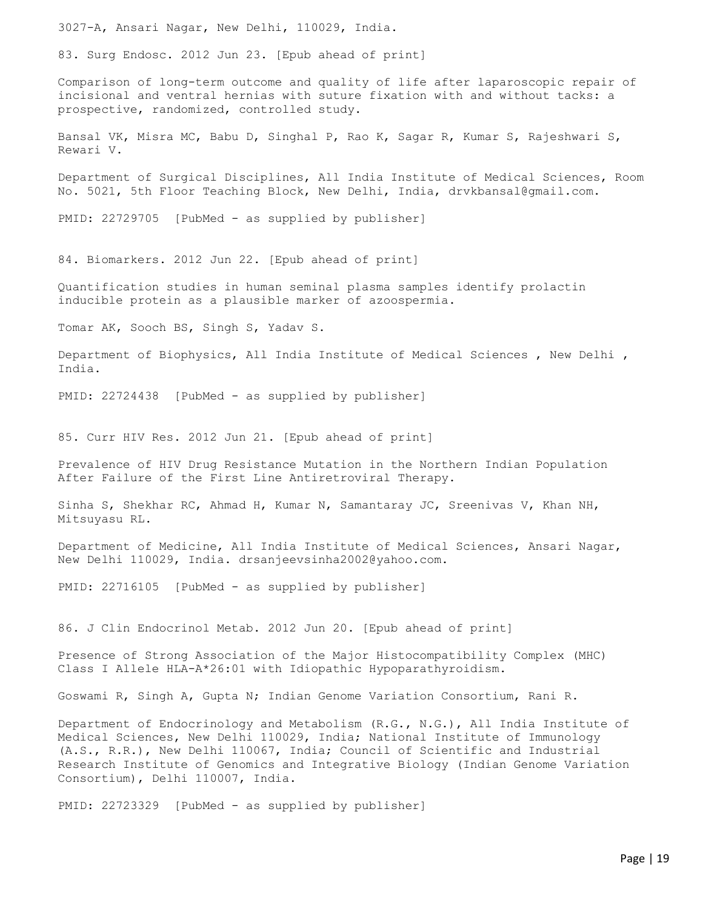3027-A, Ansari Nagar, New Delhi, 110029, India.

83. Surg Endosc. 2012 Jun 23. [Epub ahead of print]

Comparison of long-term outcome and quality of life after laparoscopic repair of incisional and ventral hernias with suture fixation with and without tacks: a prospective, randomized, controlled study.

Bansal VK, Misra MC, Babu D, Singhal P, Rao K, Sagar R, Kumar S, Rajeshwari S, Rewari V.

Department of Surgical Disciplines, All India Institute of Medical Sciences, Room No. 5021, 5th Floor Teaching Block, New Delhi, India, drvkbansal@gmail.com.

PMID: 22729705 [PubMed - as supplied by publisher]

84. Biomarkers. 2012 Jun 22. [Epub ahead of print]

Quantification studies in human seminal plasma samples identify prolactin inducible protein as a plausible marker of azoospermia.

Tomar AK, Sooch BS, Singh S, Yadav S.

Department of Biophysics, All India Institute of Medical Sciences , New Delhi , India.

PMID: 22724438 [PubMed - as supplied by publisher]

85. Curr HIV Res. 2012 Jun 21. [Epub ahead of print]

Prevalence of HIV Drug Resistance Mutation in the Northern Indian Population After Failure of the First Line Antiretroviral Therapy.

Sinha S, Shekhar RC, Ahmad H, Kumar N, Samantaray JC, Sreenivas V, Khan NH, Mitsuyasu RL.

Department of Medicine, All India Institute of Medical Sciences, Ansari Nagar, New Delhi 110029, India. drsanjeevsinha2002@yahoo.com.

PMID: 22716105 [PubMed - as supplied by publisher]

86. J Clin Endocrinol Metab. 2012 Jun 20. [Epub ahead of print]

Presence of Strong Association of the Major Histocompatibility Complex (MHC) Class I Allele HLA-A*26:01 with Idiopathic Hypoparathyroidism.

Goswami R, Singh A, Gupta N; Indian Genome Variation Consortium, Rani R.

Department of Endocrinology and Metabolism (R.G., N.G.), All India Institute of Medical Sciences, New Delhi 110029, India; National Institute of Immunology (A.S., R.R.), New Delhi 110067, India; Council of Scientific and Industrial Research Institute of Genomics and Integrative Biology (Indian Genome Variation Consortium), Delhi 110007, India.

PMID: 22723329 [PubMed - as supplied by publisher]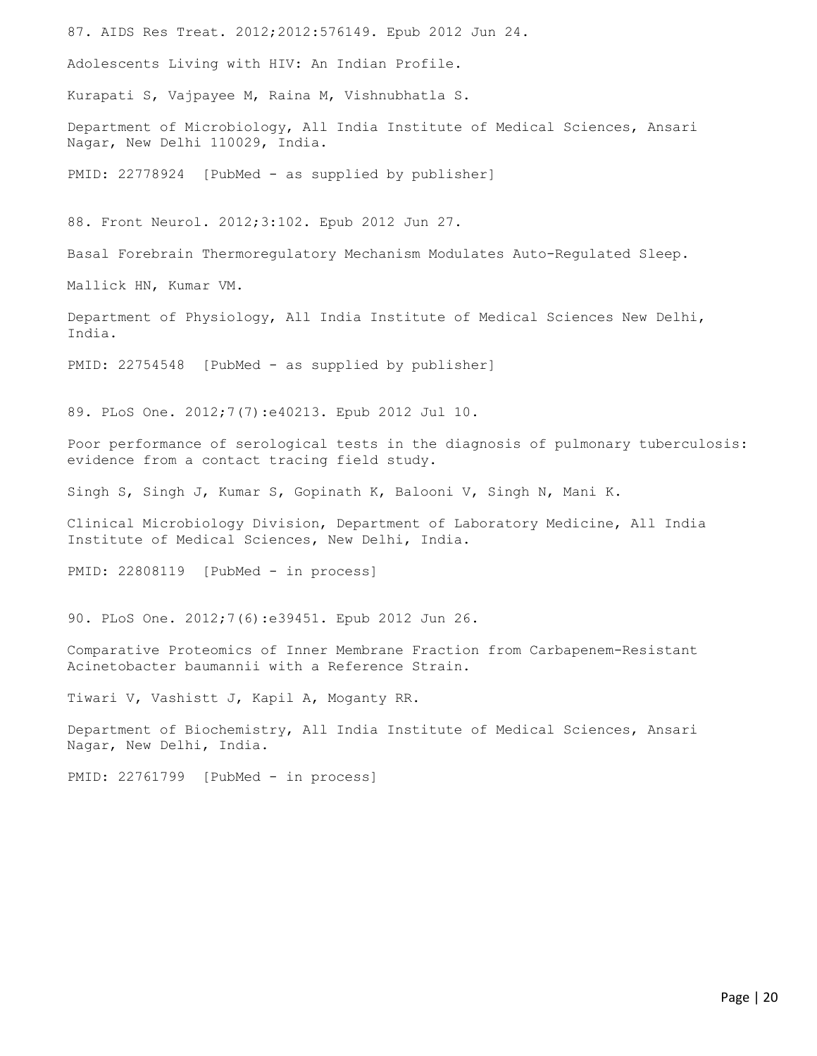87. AIDS Res Treat. 2012;2012:576149. Epub 2012 Jun 24.

Adolescents Living with HIV: An Indian Profile.

Kurapati S, Vajpayee M, Raina M, Vishnubhatla S.

Department of Microbiology, All India Institute of Medical Sciences, Ansari Nagar, New Delhi 110029, India.

PMID: 22778924 [PubMed - as supplied by publisher]

88. Front Neurol. 2012;3:102. Epub 2012 Jun 27.

Basal Forebrain Thermoregulatory Mechanism Modulates Auto-Regulated Sleep.

Mallick HN, Kumar VM.

Department of Physiology, All India Institute of Medical Sciences New Delhi, India.

PMID: 22754548 [PubMed - as supplied by publisher]

89. PLoS One. 2012;7(7):e40213. Epub 2012 Jul 10.

Poor performance of serological tests in the diagnosis of pulmonary tuberculosis: evidence from a contact tracing field study.

Singh S, Singh J, Kumar S, Gopinath K, Balooni V, Singh N, Mani K.

Clinical Microbiology Division, Department of Laboratory Medicine, All India Institute of Medical Sciences, New Delhi, India.

PMID: 22808119 [PubMed - in process]

90. PLoS One. 2012;7(6):e39451. Epub 2012 Jun 26.

Comparative Proteomics of Inner Membrane Fraction from Carbapenem-Resistant Acinetobacter baumannii with a Reference Strain.

Tiwari V, Vashistt J, Kapil A, Moganty RR.

Department of Biochemistry, All India Institute of Medical Sciences, Ansari Nagar, New Delhi, India.

PMID: 22761799 [PubMed - in process]